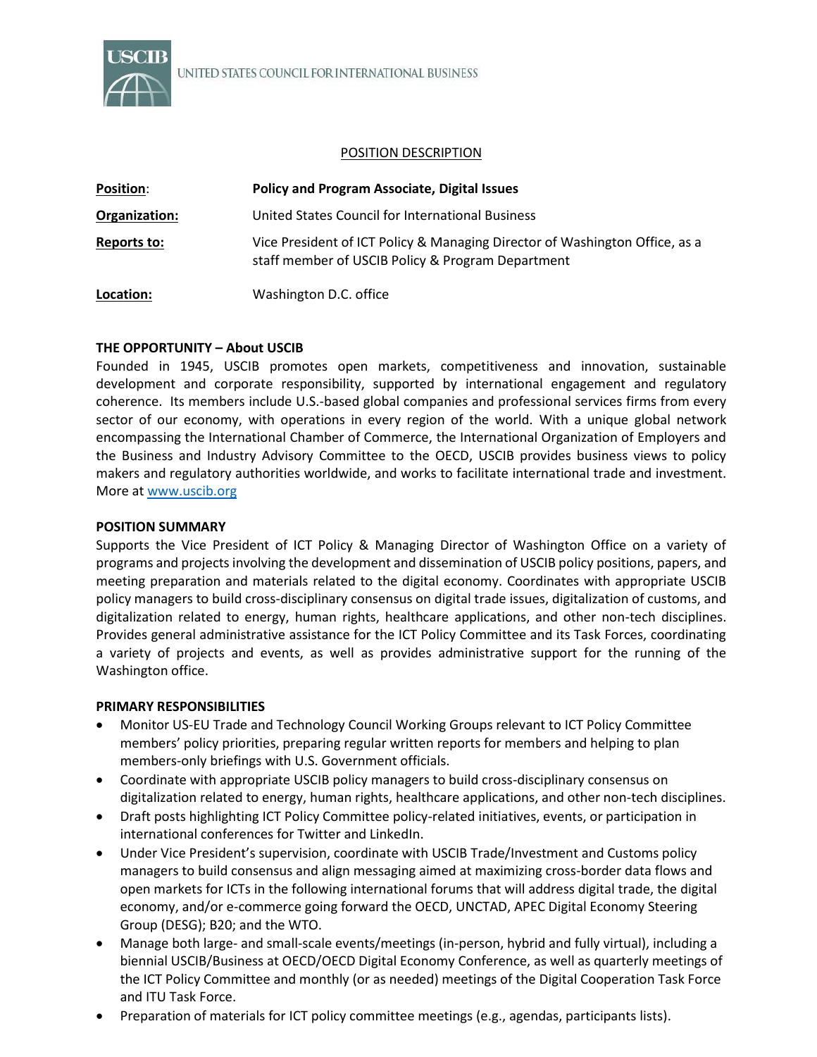USCIB

UNITED STATES COUNCIL FOR INTERNATIONAL BUSINESS

POSITION DESCRIPTION

| | |
|---|---|
| **Position**: | **Policy and Program Associate, Digital Issues** |
| **Organization:** | United States Council for International Business |
| **Reports to:** | Vice President of ICT Policy & Managing Director of Washington Office, as a staff member of USCIB Policy & Program Department |
| **Location:** | Washington D.C. office |

**THE OPPORTUNITY – About USCIB**

Founded in 1945, USCIB promotes open markets, competitiveness and innovation, sustainable development and corporate responsibility, supported by international engagement and regulatory coherence. Its members include U.S.-based global companies and professional services firms from every sector of our economy, with operations in every region of the world. With a unique global network encompassing the International Chamber of Commerce, the International Organization of Employers and the Business and Industry Advisory Committee to the OECD, USCIB provides business views to policy makers and regulatory authorities worldwide, and works to facilitate international trade and investment. More at [www.uscib.org](www.uscib.org)

**POSITION SUMMARY**

Supports the Vice President of ICT Policy & Managing Director of Washington Office on a variety of programs and projects involving the development and dissemination of USCIB policy positions, papers, and meeting preparation and materials related to the digital economy. Coordinates with appropriate USCIB policy managers to build cross-disciplinary consensus on digital trade issues, digitalization of customs, and digitalization related to energy, human rights, healthcare applications, and other non-tech disciplines. Provides general administrative assistance for the ICT Policy Committee and its Task Forces, coordinating a variety of projects and events, as well as provides administrative support for the running of the Washington office.

**PRIMARY RESPONSIBILITIES**

- Monitor US-EU Trade and Technology Council Working Groups relevant to ICT Policy Committee members' policy priorities, preparing regular written reports for members and helping to plan members-only briefings with U.S. Government officials.
- Coordinate with appropriate USCIB policy managers to build cross-disciplinary consensus on digitalization related to energy, human rights, healthcare applications, and other non-tech disciplines.
- Draft posts highlighting ICT Policy Committee policy-related initiatives, events, or participation in international conferences for Twitter and LinkedIn.
- Under Vice President's supervision, coordinate with USCIB Trade/Investment and Customs policy managers to build consensus and align messaging aimed at maximizing cross-border data flows and open markets for ICTs in the following international forums that will address digital trade, the digital economy, and/or e-commerce going forward the OECD, UNCTAD, APEC Digital Economy Steering Group (DESG); B20; and the WTO.
- Manage both large- and small-scale events/meetings (in-person, hybrid and fully virtual), including a biennial USCIB/Business at OECD/OECD Digital Economy Conference, as well as quarterly meetings of the ICT Policy Committee and monthly (or as needed) meetings of the Digital Cooperation Task Force and ITU Task Force.
- Preparation of materials for ICT policy committee meetings (e.g., agendas, participants lists).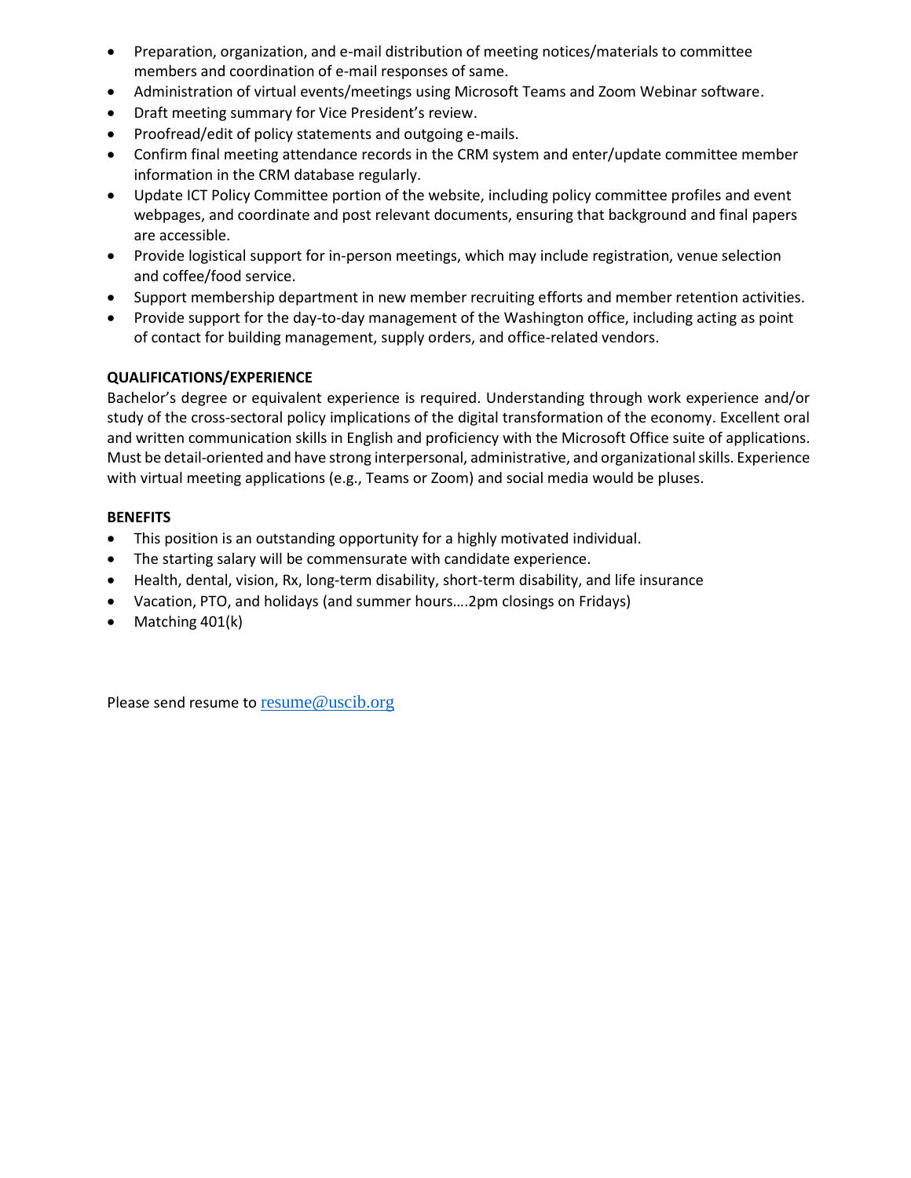- Preparation, organization, and e-mail distribution of meeting notices/materials to committee members and coordination of e-mail responses of same.
- Administration of virtual events/meetings using Microsoft Teams and Zoom Webinar software.
- Draft meeting summary for Vice President's review.
- Proofread/edit of policy statements and outgoing e-mails.
- Confirm final meeting attendance records in the CRM system and enter/update committee member information in the CRM database regularly.
- Update ICT Policy Committee portion of the website, including policy committee profiles and event webpages, and coordinate and post relevant documents, ensuring that background and final papers are accessible.
- Provide logistical support for in-person meetings, which may include registration, venue selection and coffee/food service.
- Support membership department in new member recruiting efforts and member retention activities.
- Provide support for the day-to-day management of the Washington office, including acting as point of contact for building management, supply orders, and office-related vendors.

**QUALIFICATIONS/EXPERIENCE**

Bachelor's degree or equivalent experience is required. Understanding through work experience and/or study of the cross-sectoral policy implications of the digital transformation of the economy. Excellent oral and written communication skills in English and proficiency with the Microsoft Office suite of applications. Must be detail-oriented and have strong interpersonal, administrative, and organizational skills. Experience with virtual meeting applications (e.g., Teams or Zoom) and social media would be pluses.

**BENEFITS**

- This position is an outstanding opportunity for a highly motivated individual.
- The starting salary will be commensurate with candidate experience.
- Health, dental, vision, Rx, long-term disability, short-term disability, and life insurance
- Vacation, PTO, and holidays (and summer hours….2pm closings on Fridays)
- Matching 401(k)

Please send resume to resume@uscib.org